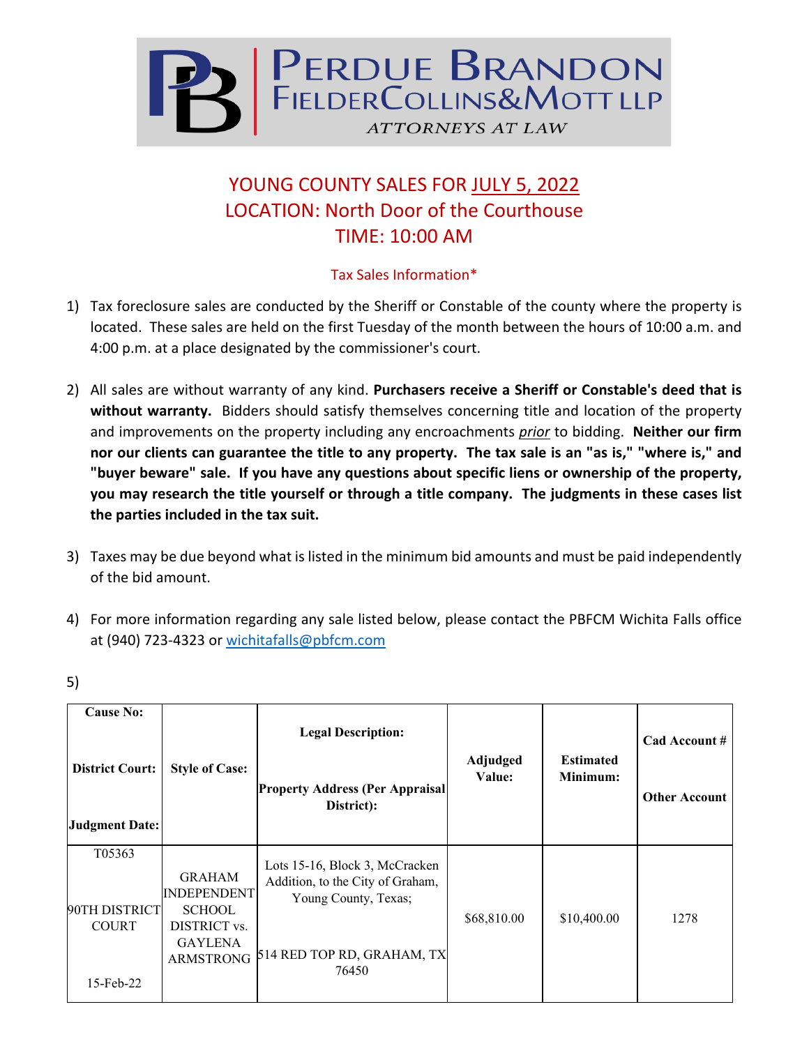PERDUE BRANDON FIELDER COLLINS & MOTT LLP
ATTORNEYS AT LAW

# YOUNG COUNTY SALES FOR JULY 5, 2022
# LOCATION: North Door of the Courthouse
# TIME: 10:00 AM

## Tax Sales Information*

1) Tax foreclosure sales are conducted by the Sheriff or Constable of the county where the property is located. These sales are held on the first Tuesday of the month between the hours of 10:00 a.m. and 4:00 p.m. at a place designated by the commissioner's court.

2) All sales are without warranty of any kind. **Purchasers receive a Sheriff or Constable's deed that is without warranty.** Bidders should satisfy themselves concerning title and location of the property and improvements on the property including any encroachments *prior* to bidding. **Neither our firm nor our clients can guarantee the title to any property. The tax sale is an "as is," "where is," and "buyer beware" sale. If you have any questions about specific liens or ownership of the property, you may research the title yourself or through a title company. The judgments in these cases list the parties included in the tax suit.**

3) Taxes may be due beyond what is listed in the minimum bid amounts and must be paid independently of the bid amount.

4) For more information regarding any sale listed below, please contact the PBFCM Wichita Falls office at (940) 723-4323 or wichitafalls@pbfcm.com

5)

| Cause No: / District Court: / Judgment Date: | Style of Case: | Legal Description: / Property Address (Per Appraisal District): | Adjudged Value: | Estimated Minimum: | Cad Account # / Other Account |
|---|---|---|---|---|---|
| T05363 / 90TH DISTRICT COURT / 15-Feb-22 | GRAHAM INDEPENDENT SCHOOL DISTRICT vs. GAYLENA ARMSTRONG | Lots 15-16, Block 3, McCracken Addition, to the City of Graham, Young County, Texas; / 514 RED TOP RD, GRAHAM, TX 76450 | $68,810.00 | $10,400.00 | 1278 |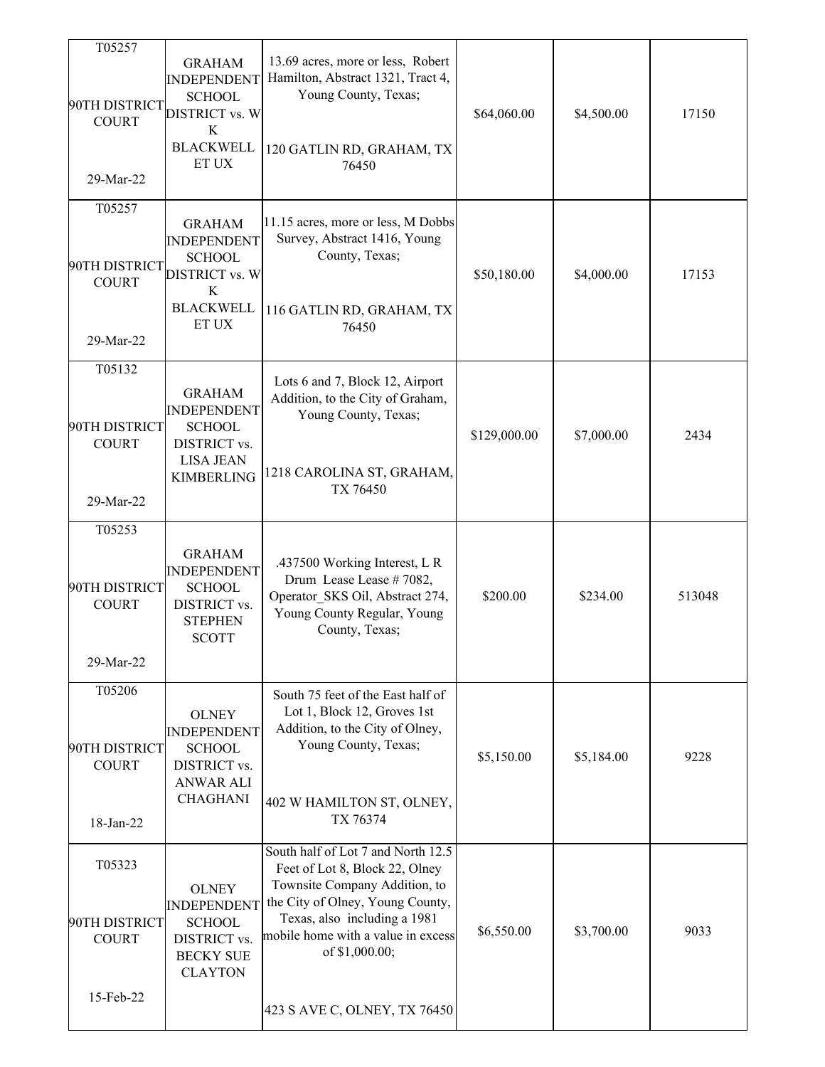| | | | | | |
|---|---|---|---|---|---|
| T05257<br><br>90TH DISTRICT COURT<br><br>29-Mar-22 | GRAHAM INDEPENDENT SCHOOL DISTRICT vs. W K BLACKWELL ET UX | 13.69 acres, more or less, Robert Hamilton, Abstract 1321, Tract 4, Young County, Texas;<br><br>120 GATLIN RD, GRAHAM, TX 76450 | $64,060.00 | $4,500.00 | 17150 |
| T05257<br><br>90TH DISTRICT COURT<br><br>29-Mar-22 | GRAHAM INDEPENDENT SCHOOL DISTRICT vs. W K BLACKWELL ET UX | 11.15 acres, more or less, M Dobbs Survey, Abstract 1416, Young County, Texas;<br><br>116 GATLIN RD, GRAHAM, TX 76450 | $50,180.00 | $4,000.00 | 17153 |
| T05132<br><br>90TH DISTRICT COURT<br><br>29-Mar-22 | GRAHAM INDEPENDENT SCHOOL DISTRICT vs. LISA JEAN KIMBERLING | Lots 6 and 7, Block 12, Airport Addition, to the City of Graham, Young County, Texas;<br><br>1218 CAROLINA ST, GRAHAM, TX 76450 | $129,000.00 | $7,000.00 | 2434 |
| T05253<br><br>90TH DISTRICT COURT<br><br>29-Mar-22 | GRAHAM INDEPENDENT SCHOOL DISTRICT vs. STEPHEN SCOTT | .437500 Working Interest, L R Drum Lease Lease # 7082, Operator_SKS Oil, Abstract 274, Young County Regular, Young County, Texas; | $200.00 | $234.00 | 513048 |
| T05206<br><br>90TH DISTRICT COURT<br><br>18-Jan-22 | OLNEY INDEPENDENT SCHOOL DISTRICT vs. ANWAR ALI CHAGHANI | South 75 feet of the East half of Lot 1, Block 12, Groves 1st Addition, to the City of Olney, Young County, Texas;<br><br>402 W HAMILTON ST, OLNEY, TX 76374 | $5,150.00 | $5,184.00 | 9228 |
| T05323<br><br>90TH DISTRICT COURT<br><br>15-Feb-22 | OLNEY INDEPENDENT SCHOOL DISTRICT vs. BECKY SUE CLAYTON | South half of Lot 7 and North 12.5 Feet of Lot 8, Block 22, Olney Townsite Company Addition, to the City of Olney, Young County, Texas, also including a 1981 mobile home with a value in excess of $1,000.00;<br><br>423 S AVE C, OLNEY, TX 76450 | $6,550.00 | $3,700.00 | 9033 |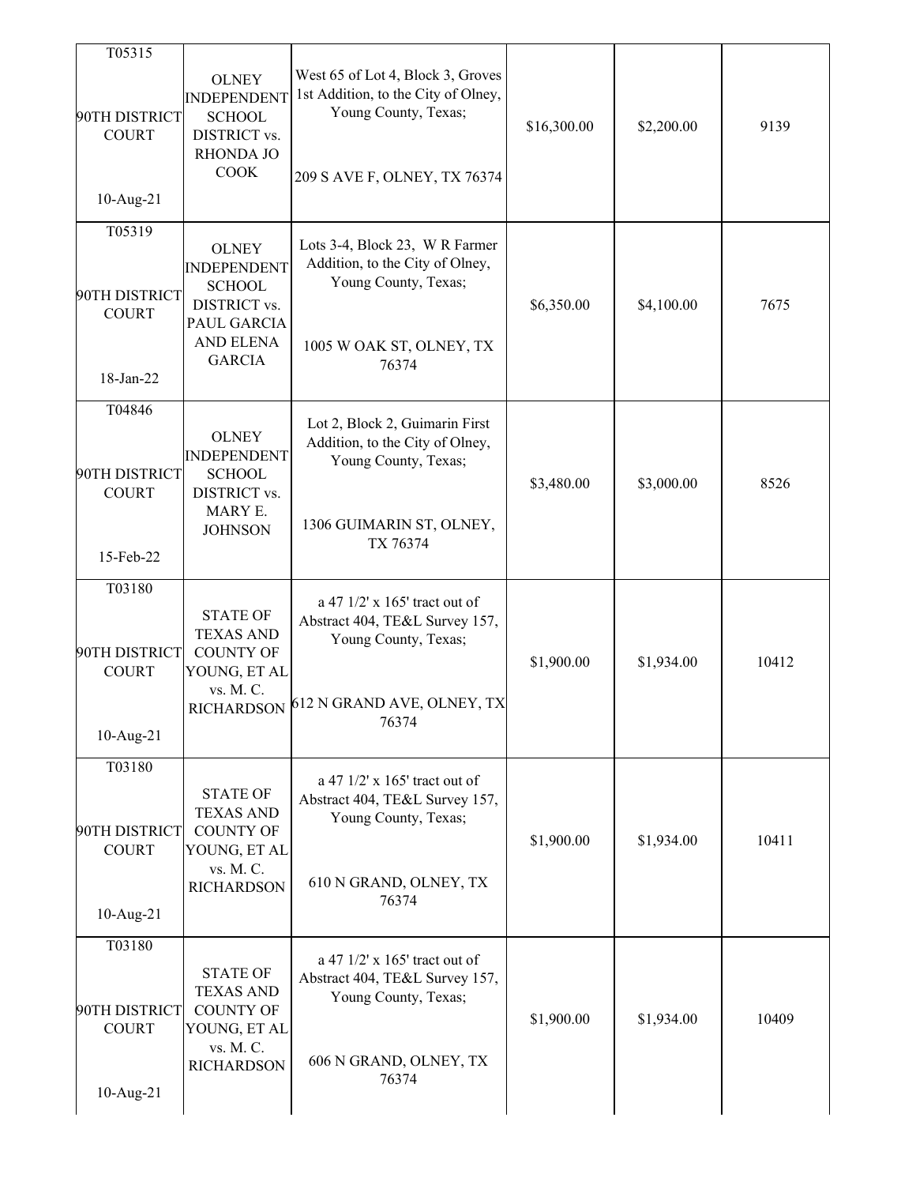| | | | | | |
|---|---|---|---|---|---|
| T05315<br><br>90TH DISTRICT COURT<br><br>10-Aug-21 | OLNEY INDEPENDENT SCHOOL DISTRICT vs. RHONDA JO COOK | West 65 of Lot 4, Block 3, Groves 1st Addition, to the City of Olney, Young County, Texas;<br><br>209 S AVE F, OLNEY, TX 76374 | $16,300.00 | $2,200.00 | 9139 |
| T05319<br><br>90TH DISTRICT COURT<br><br>18-Jan-22 | OLNEY INDEPENDENT SCHOOL DISTRICT vs. PAUL GARCIA AND ELENA GARCIA | Lots 3-4, Block 23, W R Farmer Addition, to the City of Olney, Young County, Texas;<br><br>1005 W OAK ST, OLNEY, TX 76374 | $6,350.00 | $4,100.00 | 7675 |
| T04846<br><br>90TH DISTRICT COURT<br><br>15-Feb-22 | OLNEY INDEPENDENT SCHOOL DISTRICT vs. MARY E. JOHNSON | Lot 2, Block 2, Guimarin First Addition, to the City of Olney, Young County, Texas;<br><br>1306 GUIMARIN ST, OLNEY, TX 76374 | $3,480.00 | $3,000.00 | 8526 |
| T03180<br><br>90TH DISTRICT COURT<br><br>10-Aug-21 | STATE OF TEXAS AND COUNTY OF YOUNG, ET AL vs. M. C. RICHARDSON | a 47 1/2' x 165' tract out of Abstract 404, TE&L Survey 157, Young County, Texas;<br><br>612 N GRAND AVE, OLNEY, TX 76374 | $1,900.00 | $1,934.00 | 10412 |
| T03180<br><br>90TH DISTRICT COURT<br><br>10-Aug-21 | STATE OF TEXAS AND COUNTY OF YOUNG, ET AL vs. M. C. RICHARDSON | a 47 1/2' x 165' tract out of Abstract 404, TE&L Survey 157, Young County, Texas;<br><br>610 N GRAND, OLNEY, TX 76374 | $1,900.00 | $1,934.00 | 10411 |
| T03180<br><br>90TH DISTRICT COURT<br><br>10-Aug-21 | STATE OF TEXAS AND COUNTY OF YOUNG, ET AL vs. M. C. RICHARDSON | a 47 1/2' x 165' tract out of Abstract 404, TE&L Survey 157, Young County, Texas;<br><br>606 N GRAND, OLNEY, TX 76374 | $1,900.00 | $1,934.00 | 10409 |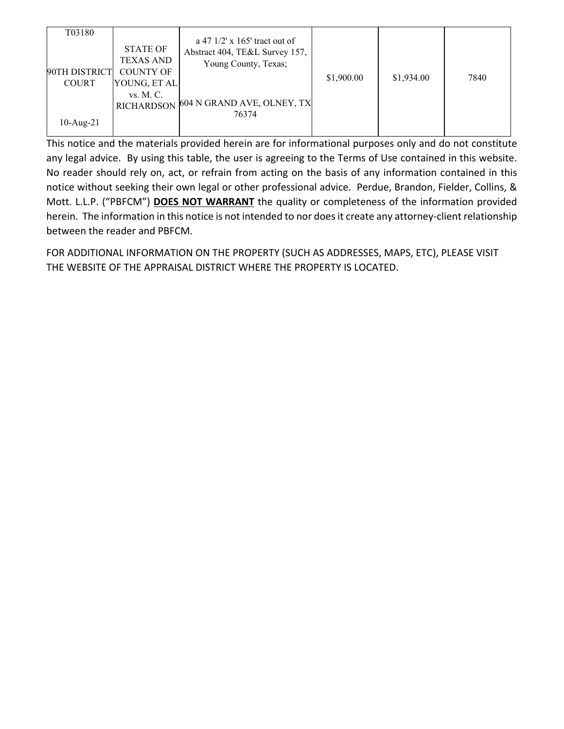| | | | | | |
|---|---|---|---|---|---|
| T03180<br><br>90TH DISTRICT COURT<br><br>10-Aug-21 | STATE OF TEXAS AND COUNTY OF YOUNG, ET AL vs. M. C. RICHARDSON | a 47 1/2' x 165' tract out of Abstract 404, TE&L Survey 157, Young County, Texas;<br><br>604 N GRAND AVE, OLNEY, TX 76374 | $1,900.00 | $1,934.00 | 7840 |

This notice and the materials provided herein are for informational purposes only and do not constitute any legal advice. By using this table, the user is agreeing to the Terms of Use contained in this website. No reader should rely on, act, or refrain from acting on the basis of any information contained in this notice without seeking their own legal or other professional advice. Perdue, Brandon, Fielder, Collins, & Mott. L.L.P. ("PBFCM") **DOES NOT WARRANT** the quality or completeness of the information provided herein. The information in this notice is not intended to nor does it create any attorney-client relationship between the reader and PBFCM.

FOR ADDITIONAL INFORMATION ON THE PROPERTY (SUCH AS ADDRESSES, MAPS, ETC), PLEASE VISIT THE WEBSITE OF THE APPRAISAL DISTRICT WHERE THE PROPERTY IS LOCATED.